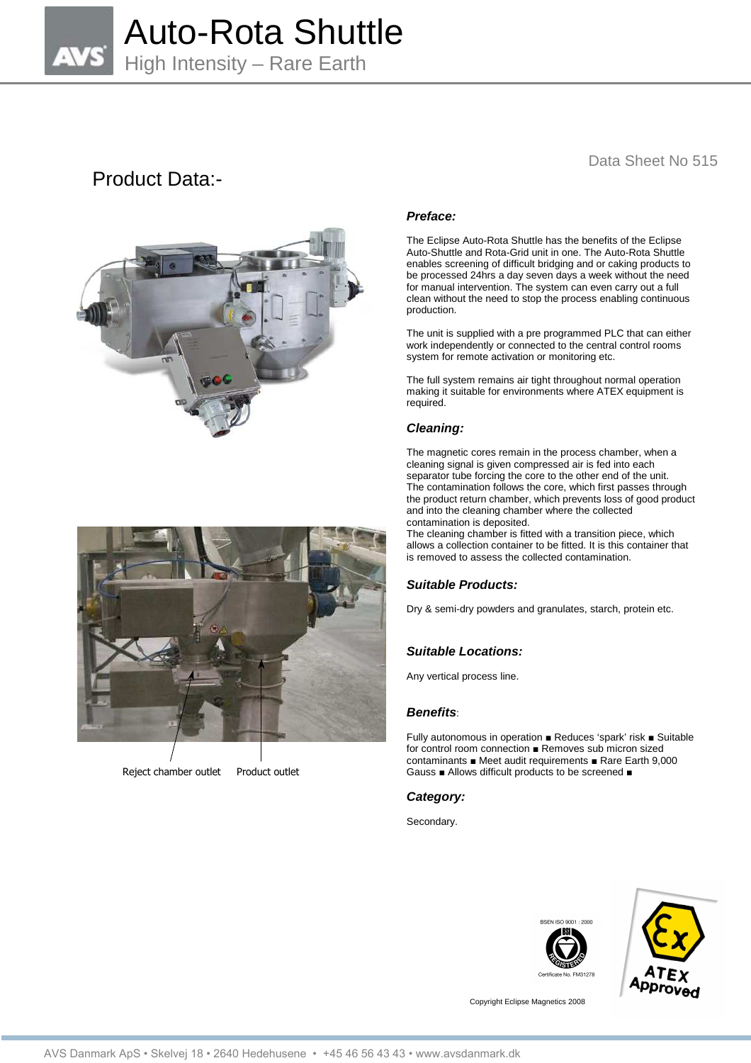# Auto-Rota Shuttle

## High Intensity – Rare Earth

Data Sheet No 515

## Product Data:-

Reject chamber outlet

Product outlet

### *Preface:*

The Eclipse Auto-Rota Shuttle has the benefits of the Eclipse Auto-Shuttle and Rota-Grid unit in one. The Auto-Rota Shuttle enables screening of difficult bridging and or caking products to be processed 24hrs a day seven days a week without the need for manual intervention. The system can even carry out a full clean without the need to stop the process enabling continuous production.

The unit is supplied with a pre programmed PLC that can either work independently or connected to the central control rooms system for remote activation or monitoring etc.

The full system remains air tight throughout normal operation making it suitable for environments where ATEX equipment is required.

### *Cleaning:*

The magnetic cores remain in the process chamber, when a cleaning signal is given compressed air is fed into each separator tube forcing the core to the other end of the unit. The contamination follows the core, which first passes through the product return chamber, which prevents loss of good product and into the cleaning chamber where the collected contamination is deposited.
The cleaning chamber is fitted with a transition piece, which allows a collection container to be fitted. It is this container that is removed to assess the collected contamination.

### *Suitable Products:*

Dry & semi-dry powders and granulates, starch, protein etc.

### *Suitable Locations:*

Any vertical process line.

### *Benefits*:

Fully autonomous in operation ■ Reduces 'spark' risk ■ Suitable for control room connection ■ Removes sub micron sized contaminants ■ Meet audit requirements ■ Rare Earth 9,000 Gauss ■ Allows difficult products to be screened ■

### *Category:*

Secondary.

BSEN ISO 9001 : 2000

Certificate No. FM31278

ATEX Approved

Copyright Eclipse Magnetics 2008

AVS Danmark ApS • Skelvej 18 • 2640 Hedehusene • +45 46 56 43 43 • www.avsdanmark.dk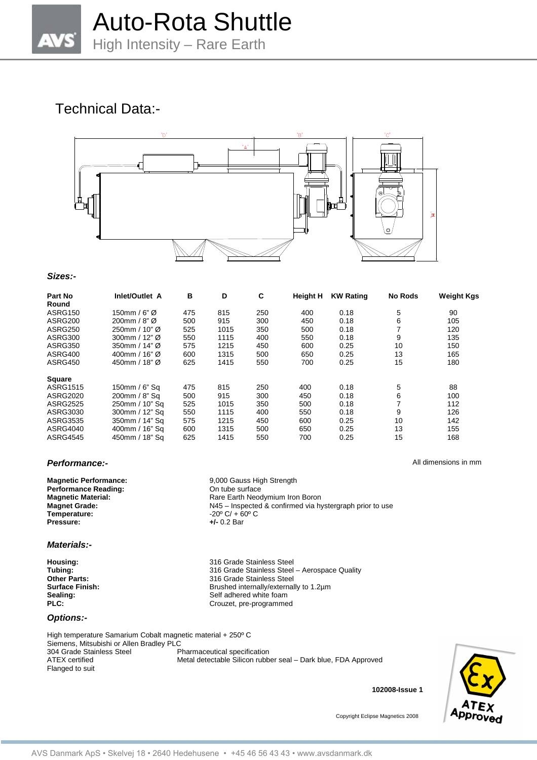# Auto-Rota Shuttle

## High Intensity – Rare Earth

## Technical Data:-

'D'

'A'

'B'

'C'

'H'

### *Sizes:-*

| Part No | Inlet/Outlet A | B | D | C | Height H | KW Rating | No Rods | Weight Kgs |
|---|---|---|---|---|---|---|---|---|
| **Round** | | | | | | | | |
| ASRG150 | 150mm / 6" Ø | 475 | 815 | 250 | 400 | 0.18 | 5 | 90 |
| ASRG200 | 200mm / 8" Ø | 500 | 915 | 300 | 450 | 0.18 | 6 | 105 |
| ASRG250 | 250mm / 10" Ø | 525 | 1015 | 350 | 500 | 0.18 | 7 | 120 |
| ASRG300 | 300mm / 12" Ø | 550 | 1115 | 400 | 550 | 0.18 | 9 | 135 |
| ASRG350 | 350mm / 14" Ø | 575 | 1215 | 450 | 600 | 0.25 | 10 | 150 |
| ASRG400 | 400mm / 16" Ø | 600 | 1315 | 500 | 650 | 0.25 | 13 | 165 |
| ASRG450 | 450mm / 18" Ø | 625 | 1415 | 550 | 700 | 0.25 | 15 | 180 |
| **Square** | | | | | | | | |
| ASRG1515 | 150mm / 6" Sq | 475 | 815 | 250 | 400 | 0.18 | 5 | 88 |
| ASRG2020 | 200mm / 8" Sq | 500 | 915 | 300 | 450 | 0.18 | 6 | 100 |
| ASRG2525 | 250mm / 10" Sq | 525 | 1015 | 350 | 500 | 0.18 | 7 | 112 |
| ASRG3030 | 300mm / 12" Sq | 550 | 1115 | 400 | 550 | 0.18 | 9 | 126 |
| ASRG3535 | 350mm / 14" Sq | 575 | 1215 | 450 | 600 | 0.25 | 10 | 142 |
| ASRG4040 | 400mm / 16" Sq | 600 | 1315 | 500 | 650 | 0.25 | 13 | 155 |
| ASRG4545 | 450mm / 18" Sq | 625 | 1415 | 550 | 700 | 0.25 | 15 | 168 |

All dimensions in mm

### *Performance:-*

| | |
|---|---|
| **Magnetic Performance:** | 9,000 Gauss High Strength |
| **Performance Reading:** | On tube surface |
| **Magnetic Material:** | Rare Earth Neodymium Iron Boron |
| **Magnet Grade:** | N45 – Inspected & confirmed via hystergraph prior to use |
| **Temperature:** | -20º C/ + 60º C |
| **Pressure:** | **+/-** 0.2 Bar |

### *Materials:-*

| | |
|---|---|
| **Housing:** | 316 Grade Stainless Steel |
| **Tubing:** | 316 Grade Stainless Steel – Aerospace Quality |
| **Other Parts:** | 316 Grade Stainless Steel |
| **Surface Finish:** | Brushed internally/externally to 1.2µm |
| **Sealing:** | Self adhered white foam |
| **PLC:** | Crouzet, pre-programmed |

### *Options:-*

High temperature Samarium Cobalt magnetic material + 250º C
Siemens, Mitsubishi or Allen Bradley PLC
304 Grade Stainless Steel
ATEX certified
Flanged to suit
Pharmaceutical specification
Metal detectable Silicon rubber seal – Dark blue, FDA Approved

ATEX Approved

**102008-Issue 1**

Copyright Eclipse Magnetics 2008